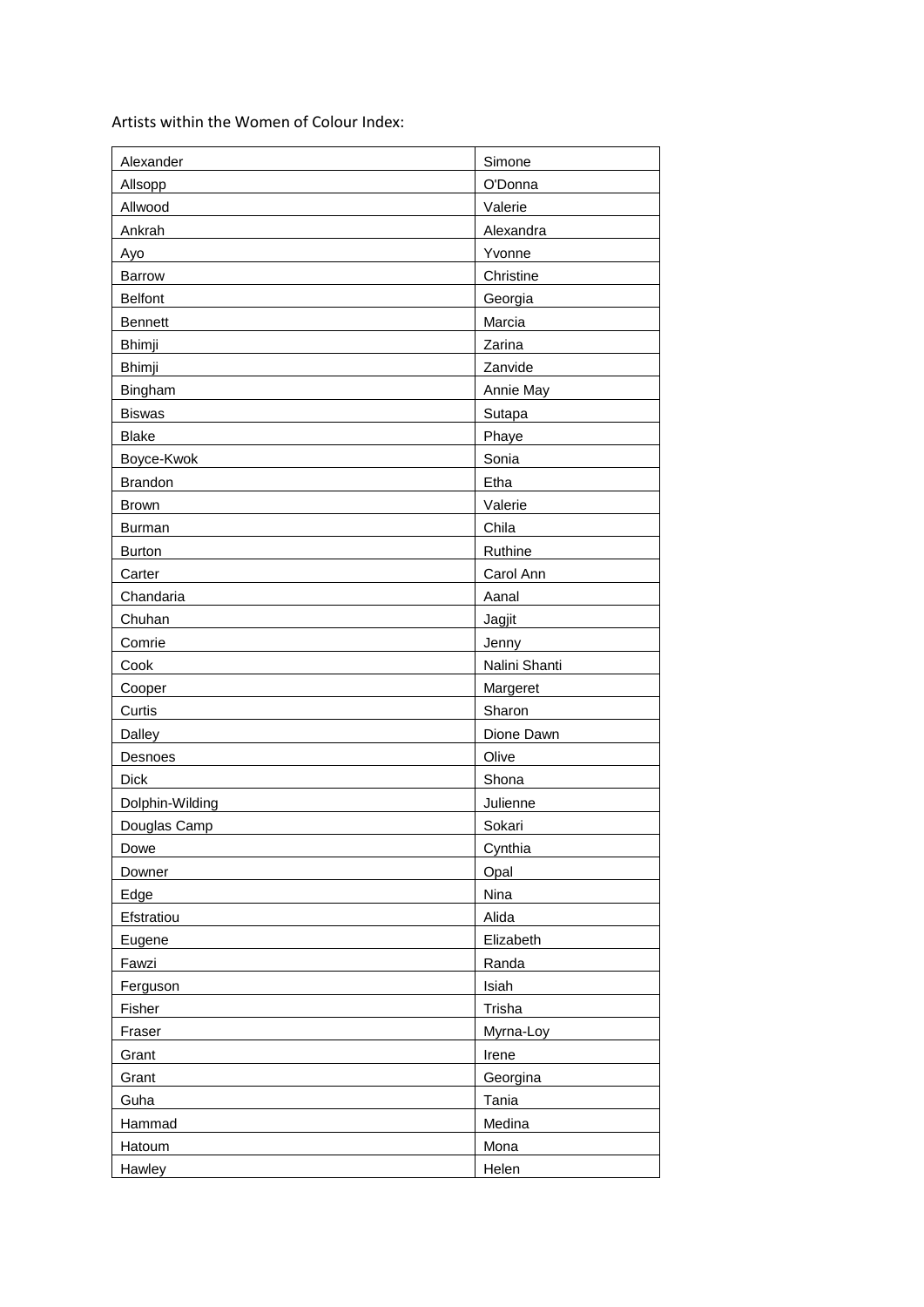Artists within the Women of Colour Index:

| | |
|---|---|
| Alexander | Simone |
| Allsopp | O'Donna |
| Allwood | Valerie |
| Ankrah | Alexandra |
| Ayo | Yvonne |
| Barrow | Christine |
| Belfont | Georgia |
| Bennett | Marcia |
| Bhimji | Zarina |
| Bhimji | Zanvide |
| Bingham | Annie May |
| Biswas | Sutapa |
| Blake | Phaye |
| Boyce-Kwok | Sonia |
| Brandon | Etha |
| Brown | Valerie |
| Burman | Chila |
| Burton | Ruthine |
| Carter | Carol Ann |
| Chandaria | Aanal |
| Chuhan | Jagjit |
| Comrie | Jenny |
| Cook | Nalini Shanti |
| Cooper | Margeret |
| Curtis | Sharon |
| Dalley | Dione Dawn |
| Desnoes | Olive |
| Dick | Shona |
| Dolphin-Wilding | Julienne |
| Douglas Camp | Sokari |
| Dowe | Cynthia |
| Downer | Opal |
| Edge | Nina |
| Efstratiou | Alida |
| Eugene | Elizabeth |
| Fawzi | Randa |
| Ferguson | Isiah |
| Fisher | Trisha |
| Fraser | Myrna-Loy |
| Grant | Irene |
| Grant | Georgina |
| Guha | Tania |
| Hammad | Medina |
| Hatoum | Mona |
| Hawley | Helen |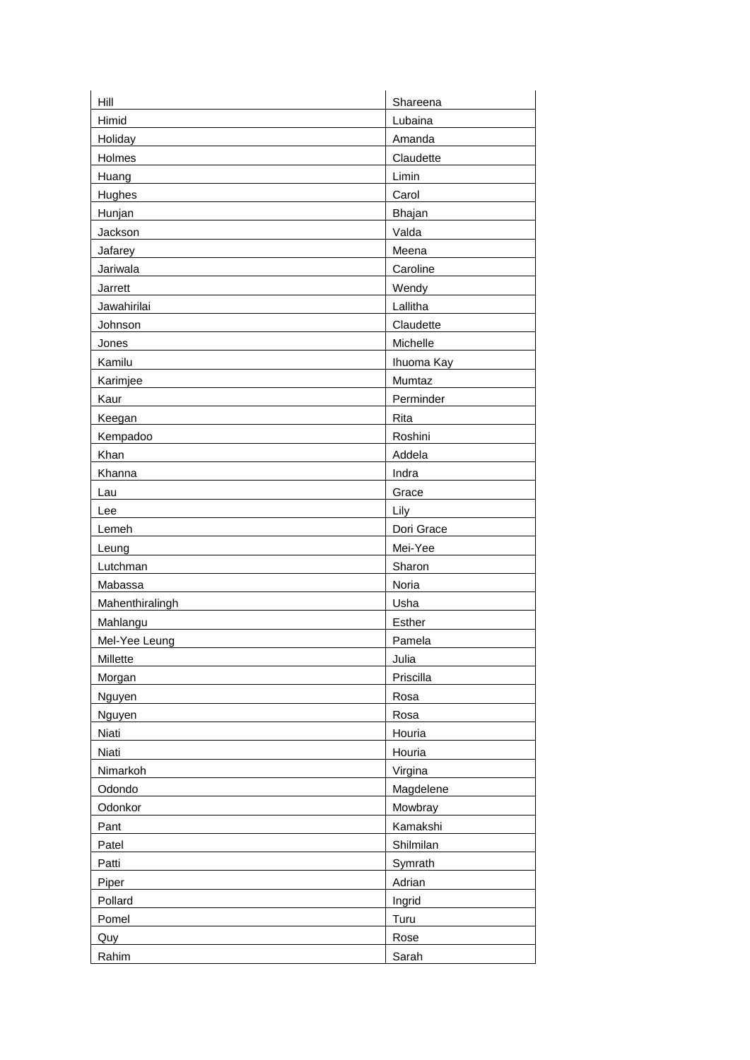| | |
|---|---|
| Hill | Shareena |
| Himid | Lubaina |
| Holiday | Amanda |
| Holmes | Claudette |
| Huang | Limin |
| Hughes | Carol |
| Hunjan | Bhajan |
| Jackson | Valda |
| Jafarey | Meena |
| Jariwala | Caroline |
| Jarrett | Wendy |
| Jawahirilai | Lallitha |
| Johnson | Claudette |
| Jones | Michelle |
| Kamilu | Ihuoma Kay |
| Karimjee | Mumtaz |
| Kaur | Perminder |
| Keegan | Rita |
| Kempadoo | Roshini |
| Khan | Addela |
| Khanna | Indra |
| Lau | Grace |
| Lee | Lily |
| Lemeh | Dori Grace |
| Leung | Mei-Yee |
| Lutchman | Sharon |
| Mabassa | Noria |
| Mahenthiralingh | Usha |
| Mahlangu | Esther |
| Mel-Yee Leung | Pamela |
| Millette | Julia |
| Morgan | Priscilla |
| Nguyen | Rosa |
| Nguyen | Rosa |
| Niati | Houria |
| Niati | Houria |
| Nimarkoh | Virgina |
| Odondo | Magdelene |
| Odonkor | Mowbray |
| Pant | Kamakshi |
| Patel | Shilmilan |
| Patti | Symrath |
| Piper | Adrian |
| Pollard | Ingrid |
| Pomel | Turu |
| Quy | Rose |
| Rahim | Sarah |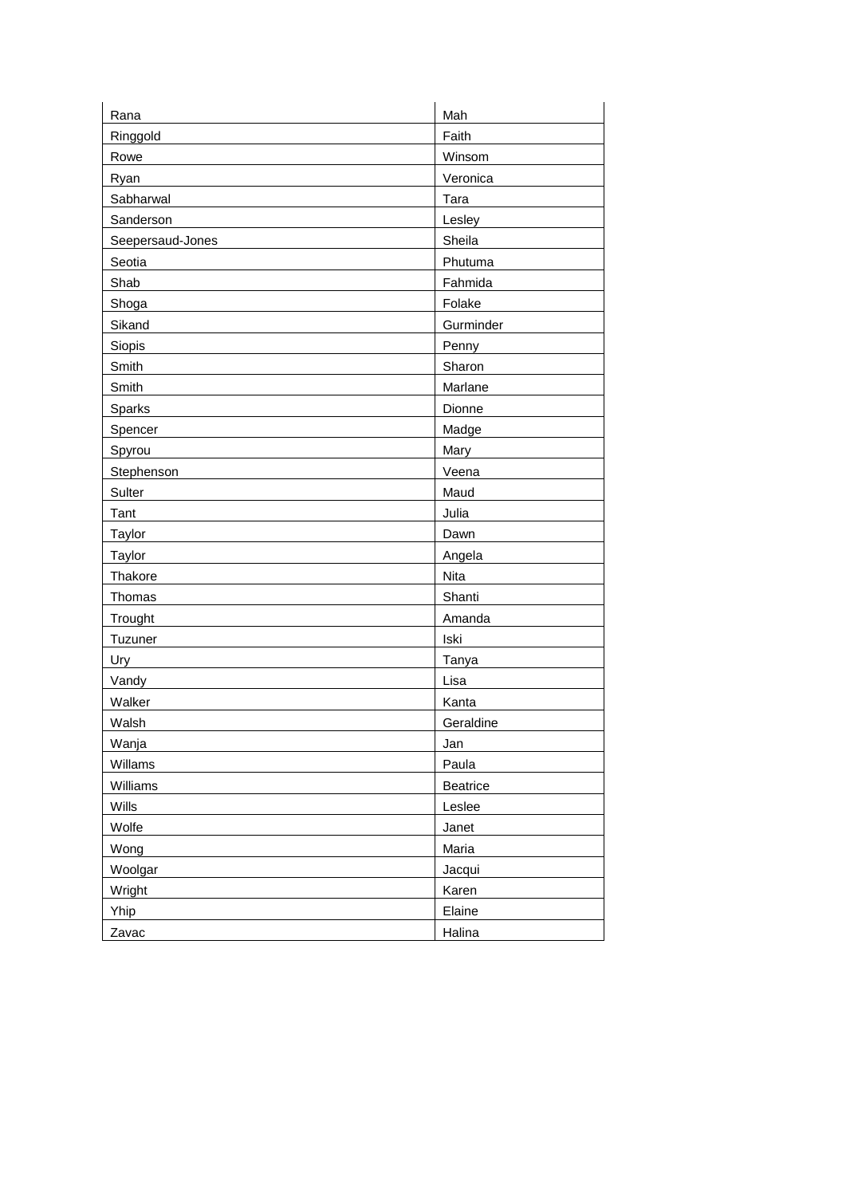| | |
|---|---|
| Rana | Mah |
| Ringgold | Faith |
| Rowe | Winsom |
| Ryan | Veronica |
| Sabharwal | Tara |
| Sanderson | Lesley |
| Seepersaud-Jones | Sheila |
| Seotia | Phutuma |
| Shab | Fahmida |
| Shoga | Folake |
| Sikand | Gurminder |
| Siopis | Penny |
| Smith | Sharon |
| Smith | Marlane |
| Sparks | Dionne |
| Spencer | Madge |
| Spyrou | Mary |
| Stephenson | Veena |
| Sulter | Maud |
| Tant | Julia |
| Taylor | Dawn |
| Taylor | Angela |
| Thakore | Nita |
| Thomas | Shanti |
| Trought | Amanda |
| Tuzuner | Iski |
| Ury | Tanya |
| Vandy | Lisa |
| Walker | Kanta |
| Walsh | Geraldine |
| Wanja | Jan |
| Willams | Paula |
| Williams | Beatrice |
| Wills | Leslee |
| Wolfe | Janet |
| Wong | Maria |
| Woolgar | Jacqui |
| Wright | Karen |
| Yhip | Elaine |
| Zavac | Halina |